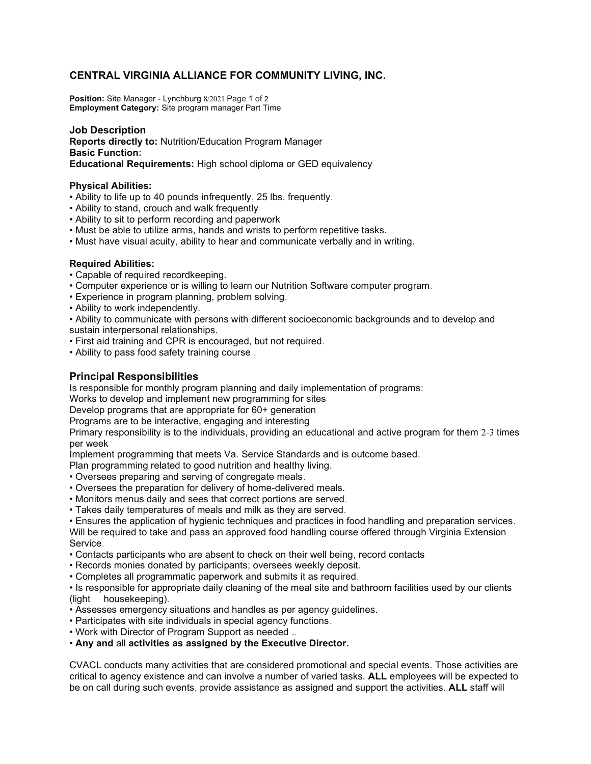# CENTRAL VIRGINIA ALLIANCE FOR COMMUNITY LIVING, INC.

**Position:** Site Manager - Lynchburg 8/2021 Page 1 of 2
**Employment Category:** Site program manager Part Time

### Job Description

**Reports directly to:** Nutrition/Education Program Manager
**Basic Function:**
**Educational Requirements:** High school diploma or GED equivalency

**Physical Abilities:**

- Ability to life up to 40 pounds infrequently, 25 lbs. frequently.
- Ability to stand, crouch and walk frequently
- Ability to sit to perform recording and paperwork
- Must be able to utilize arms, hands and wrists to perform repetitive tasks.
- Must have visual acuity, ability to hear and communicate verbally and in writing.

**Required Abilities:**

- Capable of required recordkeeping.
- Computer experience or is willing to learn our Nutrition Software computer program.
- Experience in program planning, problem solving.
- Ability to work independently.
- Ability to communicate with persons with different socioeconomic backgrounds and to develop and sustain interpersonal relationships.
- First aid training and CPR is encouraged, but not required.
- Ability to pass food safety training course .

## Principal Responsibilities

Is responsible for monthly program planning and daily implementation of programs:
Works to develop and implement new programming for sites
Develop programs that are appropriate for 60+ generation
Programs are to be interactive, engaging and interesting
Primary responsibility is to the individuals, providing an educational and active program for them 2-3 times per week
Implement programming that meets Va. Service Standards and is outcome based.
Plan programming related to good nutrition and healthy living.

- Oversees preparing and serving of congregate meals.
- Oversees the preparation for delivery of home-delivered meals.
- Monitors menus daily and sees that correct portions are served.
- Takes daily temperatures of meals and milk as they are served.
- Ensures the application of hygienic techniques and practices in food handling and preparation services.

Will be required to take and pass an approved food handling course offered through Virginia Extension Service.

- Contacts participants who are absent to check on their well being, record contacts
- Records monies donated by participants; oversees weekly deposit.
- Completes all programmatic paperwork and submits it as required.
- Is responsible for appropriate daily cleaning of the meal site and bathroom facilities used by our clients (light housekeeping).
- Assesses emergency situations and handles as per agency guidelines.
- Participates with site individuals in special agency functions.
- Work with Director of Program Support as needed ..
- **Any and** all **activities as assigned by the Executive Director.**

CVACL conducts many activities that are considered promotional and special events. Those activities are critical to agency existence and can involve a number of varied tasks. **ALL** employees will be expected to be on call during such events, provide assistance as assigned and support the activities. **ALL** staff will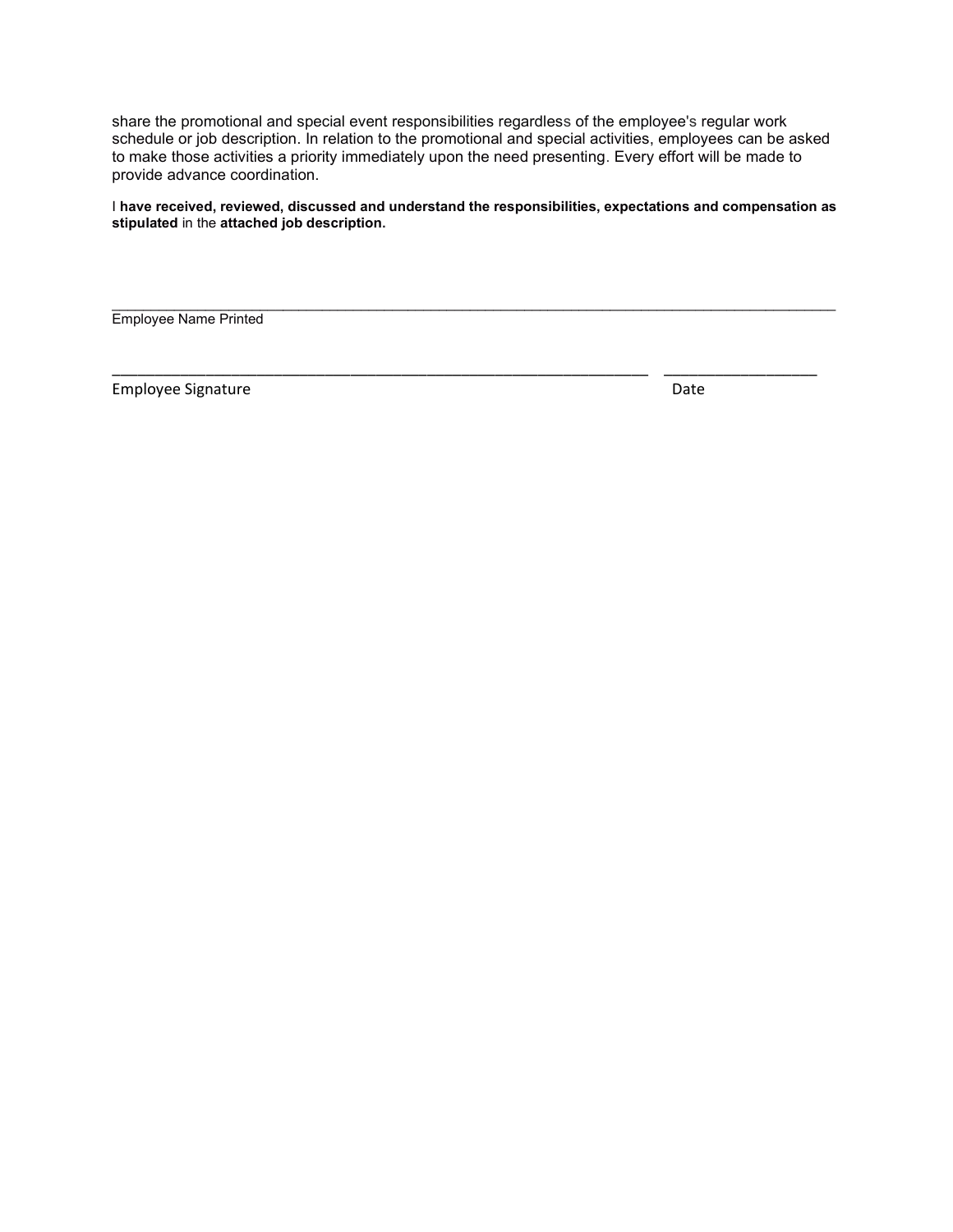share the promotional and special event responsibilities regardless of the employee's regular work schedule or job description. In relation to the promotional and special activities, employees can be asked to make those activities a priority immediately upon the need presenting. Every effort will be made to provide advance coordination.

I **have received, reviewed, discussed and understand the responsibilities, expectations and compensation as stipulated** in the **attached job description.**

______________________________________________________________________________________

Employee Name Printed

__________________________________________________________________  ___________________

Employee Signature                                                                                                                Date